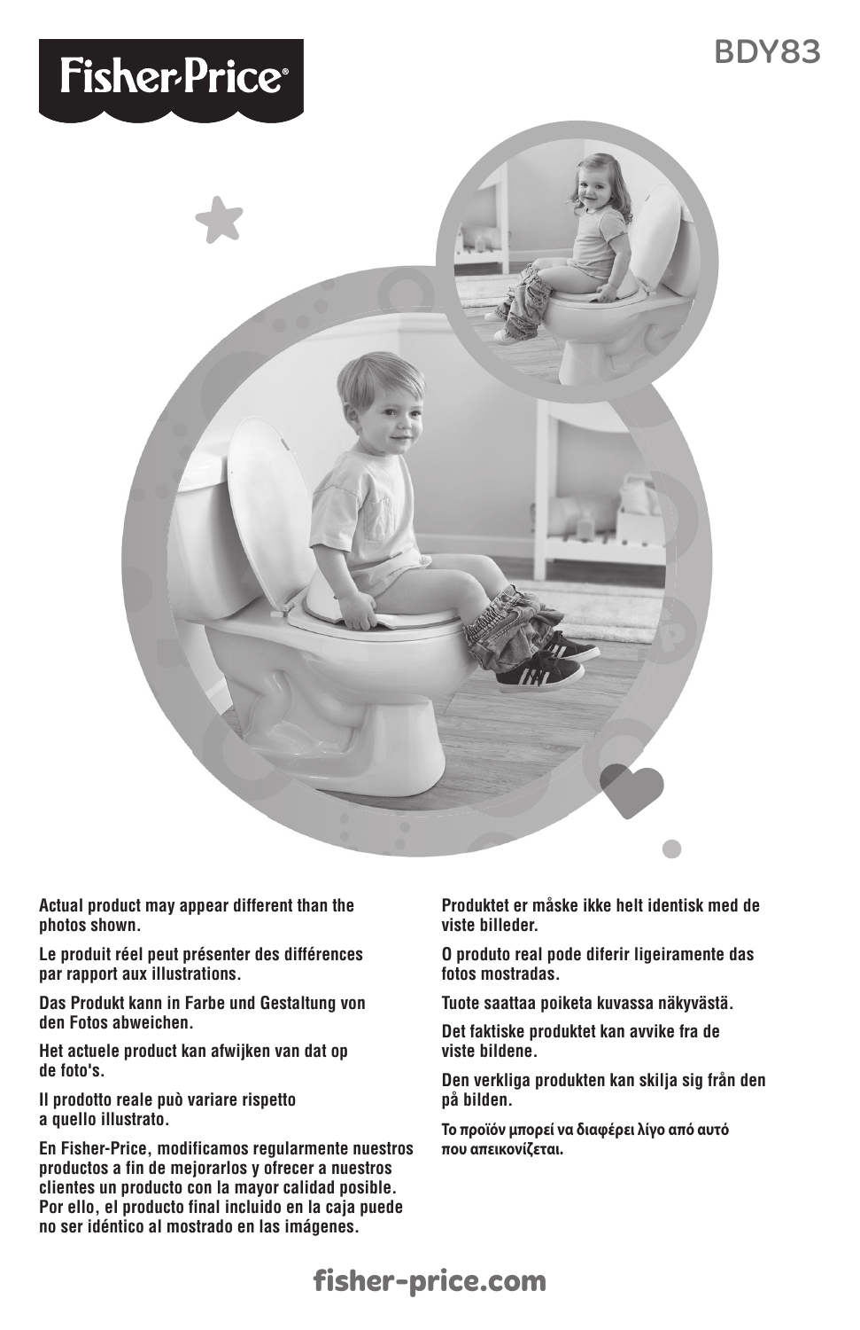# Fisher-Price

BDY83

**Actual product may appear different than the photos shown.**

**Le produit réel peut présenter des différences par rapport aux illustrations.**

**Das Produkt kann in Farbe und Gestaltung von den Fotos abweichen.**

**Het actuele product kan afwijken van dat op de foto's.**

**Il prodotto reale può variare rispetto a quello illustrato.**

**En Fisher-Price, modificamos regularmente nuestros productos a fin de mejorarlos y ofrecer a nuestros clientes un producto con la mayor calidad posible. Por ello, el producto final incluido en la caja puede no ser idéntico al mostrado en las imágenes.**

**Produktet er måske ikke helt identisk med de viste billeder.**

**O produto real pode diferir ligeiramente das fotos mostradas.**

**Tuote saattaa poiketa kuvassa näkyvästä.**

**Det faktiske produktet kan avvike fra de viste bildene.**

**Den verkliga produkten kan skilja sig från den på bilden.**

**Το προϊόν μπορεί να διαφέρει λίγο από αυτό που απεικονίζεται.**

fisher-price.com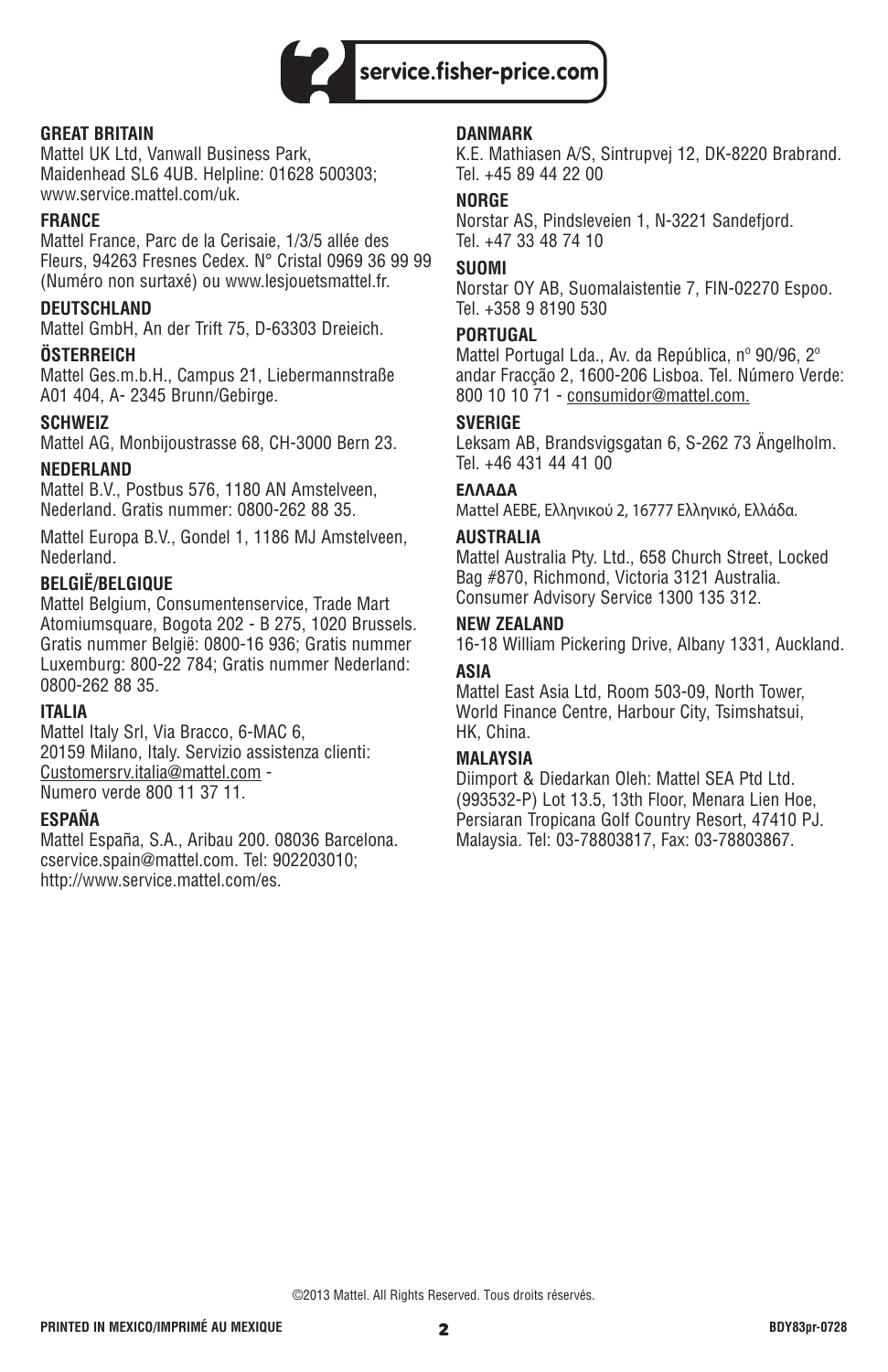**service.fisher-price.com**

**GREAT BRITAIN**
Mattel UK Ltd, Vanwall Business Park, Maidenhead SL6 4UB. Helpline: 01628 500303; www.service.mattel.com/uk.

**FRANCE**
Mattel France, Parc de la Cerisaie, 1/3/5 allée des Fleurs, 94263 Fresnes Cedex. N° Cristal 0969 36 99 99 (Numéro non surtaxé) ou www.lesjouetsmattel.fr.

**DEUTSCHLAND**
Mattel GmbH, An der Trift 75, D-63303 Dreieich.

**ÖSTERREICH**
Mattel Ges.m.b.H., Campus 21, Liebermannstraße A01 404, A- 2345 Brunn/Gebirge.

**SCHWEIZ**
Mattel AG, Monbijoustrasse 68, CH-3000 Bern 23.

**NEDERLAND**
Mattel B.V., Postbus 576, 1180 AN Amstelveen, Nederland. Gratis nummer: 0800-262 88 35.

Mattel Europa B.V., Gondel 1, 1186 MJ Amstelveen, Nederland.

**BELGIË/BELGIQUE**
Mattel Belgium, Consumentenservice, Trade Mart Atomiumsquare, Bogota 202 - B 275, 1020 Brussels. Gratis nummer België: 0800-16 936; Gratis nummer Luxemburg: 800-22 784; Gratis nummer Nederland: 0800-262 88 35.

**ITALIA**
Mattel Italy Srl, Via Bracco, 6-MAC 6, 20159 Milano, Italy. Servizio assistenza clienti: Customersrv.italia@mattel.com - Numero verde 800 11 37 11.

**ESPAÑA**
Mattel España, S.A., Aribau 200. 08036 Barcelona. cservice.spain@mattel.com. Tel: 902203010; http://www.service.mattel.com/es.

**DANMARK**
K.E. Mathiasen A/S, Sintrupvej 12, DK-8220 Brabrand. Tel. +45 89 44 22 00

**NORGE**
Norstar AS, Pindsleveien 1, N-3221 Sandefjord. Tel. +47 33 48 74 10

**SUOMI**
Norstar OY AB, Suomalaistentie 7, FIN-02270 Espoo. Tel. +358 9 8190 530

**PORTUGAL**
Mattel Portugal Lda., Av. da República, nº 90/96, 2º andar Fracção 2, 1600-206 Lisboa. Tel. Número Verde: 800 10 10 71 - consumidor@mattel.com.

**SVERIGE**
Leksam AB, Brandsvigsgatan 6, S-262 73 Ängelholm. Tel. +46 431 44 41 00

**ΕΛΛΑΔΑ**
Mattel AEBE, Ελληνικού 2, 16777 Ελληνικό, Ελλάδα.

**AUSTRALIA**
Mattel Australia Pty. Ltd., 658 Church Street, Locked Bag #870, Richmond, Victoria 3121 Australia. Consumer Advisory Service 1300 135 312.

**NEW ZEALAND**
16-18 William Pickering Drive, Albany 1331, Auckland.

**ASIA**
Mattel East Asia Ltd, Room 503-09, North Tower, World Finance Centre, Harbour City, Tsimshatsui, HK, China.

**MALAYSIA**
Diimport & Diedarkan Oleh: Mattel SEA Ptd Ltd. (993532-P) Lot 13.5, 13th Floor, Menara Lien Hoe, Persiaran Tropicana Golf Country Resort, 47410 PJ. Malaysia. Tel: 03-78803817, Fax: 03-78803867.

©2013 Mattel. All Rights Reserved. Tous droits réservés.

**PRINTED IN MEXICO/IMPRIMÉ AU MEXIQUE**

**BDY83pr-0728**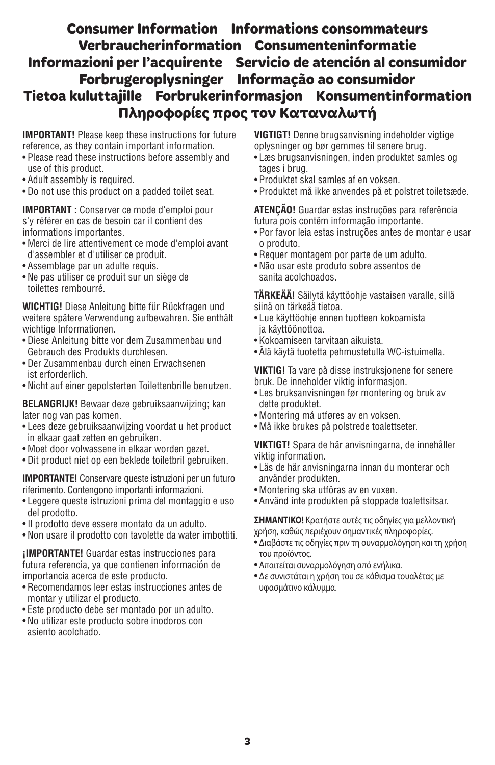# Consumer Information Informations consommateurs Verbraucherinformation Consumenteninformatie Informazioni per l'acquirente Servicio de atención al consumidor Forbrugeroplysninger Informação ao consumidor Tietoa kuluttajille Forbrukerinformasjon Konsumentinformation Πληροφορίες προς τον Καταναλωτή

**IMPORTANT!** Please keep these instructions for future reference, as they contain important information.

- Please read these instructions before assembly and use of this product.
- Adult assembly is required.
- Do not use this product on a padded toilet seat.

**IMPORTANT :** Conserver ce mode d'emploi pour s'y référer en cas de besoin car il contient des informations importantes.

- Merci de lire attentivement ce mode d'emploi avant d'assembler et d'utiliser ce produit.
- Assemblage par un adulte requis.
- Ne pas utiliser ce produit sur un siège de toilettes rembourré.

**WICHTIG!** Diese Anleitung bitte für Rückfragen und weitere spätere Verwendung aufbewahren. Sie enthält wichtige Informationen.

- Diese Anleitung bitte vor dem Zusammenbau und Gebrauch des Produkts durchlesen.
- Der Zusammenbau durch einen Erwachsenen ist erforderlich.
- Nicht auf einer gepolsterten Toilettenbrille benutzen.

**BELANGRIJK!** Bewaar deze gebruiksaanwijzing; kan later nog van pas komen.

- Lees deze gebruiksaanwijzing voordat u het product in elkaar gaat zetten en gebruiken.
- Moet door volwassene in elkaar worden gezet.
- Dit product niet op een beklede toiletbril gebruiken.

**IMPORTANTE!** Conservare queste istruzioni per un futuro riferimento. Contengono importanti informazioni.

- Leggere queste istruzioni prima del montaggio e uso del prodotto.
- Il prodotto deve essere montato da un adulto.
- Non usare il prodotto con tavolette da water imbottiti.

**¡IMPORTANTE!** Guardar estas instrucciones para futura referencia, ya que contienen información de importancia acerca de este producto.

- Recomendamos leer estas instrucciones antes de montar y utilizar el producto.
- Este producto debe ser montado por un adulto.
- No utilizar este producto sobre inodoros con asiento acolchado.

**VIGTIGT!** Denne brugsanvisning indeholder vigtige oplysninger og bør gemmes til senere brug.

- Læs brugsanvisningen, inden produktet samles og tages i brug.
- Produktet skal samles af en voksen.
- Produktet må ikke anvendes på et polstret toiletsæde.

**ATENÇÃO!** Guardar estas instruções para referência futura pois contêm informação importante.

- Por favor leia estas instruções antes de montar e usar o produto.
- Requer montagem por parte de um adulto.
- Não usar este produto sobre assentos de sanita acolchoados.

**TÄRKEÄÄ!** Säilytä käyttöohje vastaisen varalle, sillä siinä on tärkeää tietoa.

- Lue käyttöohje ennen tuotteen kokoamista ja käyttöönottoa.
- Kokoamiseen tarvitaan aikuista.
- Älä käytä tuotetta pehmustetulla WC-istuimella.

**VIKTIG!** Ta vare på disse instruksjonene for senere bruk. De inneholder viktig informasjon.

- Les bruksanvisningen før montering og bruk av dette produktet.
- Montering må utføres av en voksen.
- Må ikke brukes på polstrede toalettseter.

**VIKTIGT!** Spara de här anvisningarna, de innehåller viktig information.

- Läs de här anvisningarna innan du monterar och använder produkten.
- Montering ska utföras av en vuxen.
- Använd inte produkten på stoppade toalettsitsar.

**ΣΗΜΑΝΤΙΚΟ!** Κρατήστε αυτές τις οδηγίες για μελλοντική χρήση, καθώς περιέχουν σημαντικές πληροφορίες.

- Διαβάστε τις οδηγίες πριν τη συναρμολόγηση και τη χρήση του προϊόντος.
- Απαιτείται συναρμολόγηση από ενήλικα.
- Δε συνιστάται η χρήση του σε κάθισμα τουαλέτας με υφασμάτινο κάλυμμα.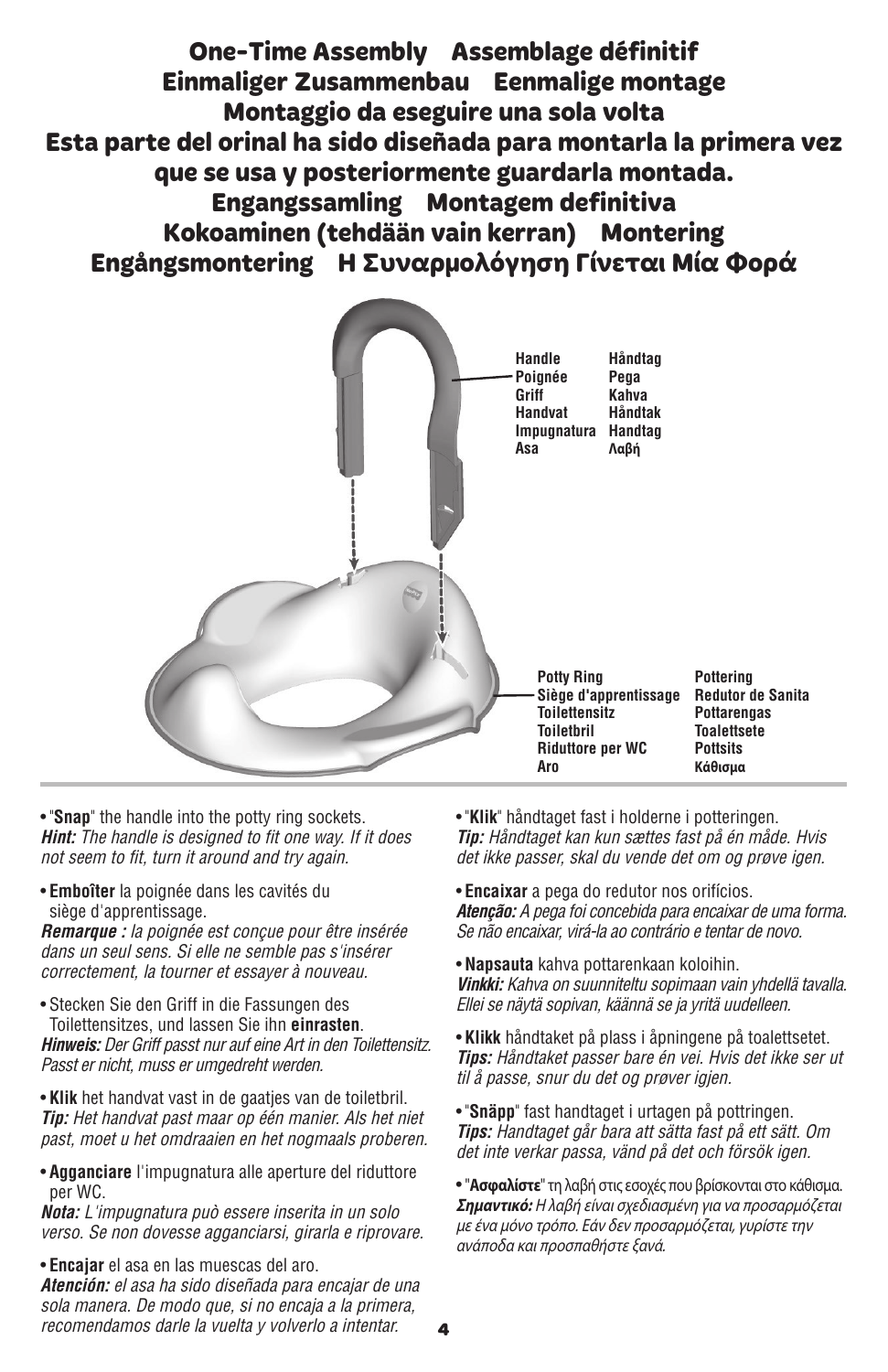# One-Time Assembly Assemblage définitif Einmaliger Zusammenbau Eenmalige montage Montaggio da eseguire una sola volta Esta parte del orinal ha sido diseñada para montarla la primera vez que se usa y posteriormente guardarla montada. Engangssamling Montagem definitiva Kokoaminen (tehdään vain kerran) Montering Engångsmontering Η Συναρμολόγηση Γίνεται Μία Φορά

**Handle**
**Poignée**
**Griff**
**Handvat**
**Impugnatura**
**Asa**
**Håndtag**
**Pega**
**Kahva**
**Håndtak**
**Handtag**
**Λαβή**

**Potty Ring**
**Siège d'apprentissage**
**Toilettensitz**
**Toiletbril**
**Riduttore per WC**
**Aro**
**Pottering**
**Redutor de Sanita**
**Pottarengas**
**Toalettsete**
**Pottsits**
**Κάθισμα**

- "**Snap**" the handle into the potty ring sockets.
*Hint: The handle is designed to fit one way. If it does not seem to fit, turn it around and try again.*

- **Emboîter** la poignée dans les cavités du siège d'apprentissage.
*Remarque : la poignée est conçue pour être insérée dans un seul sens. Si elle ne semble pas s'insérer correctement, la tourner et essayer à nouveau.*

- Stecken Sie den Griff in die Fassungen des Toilettensitzes, und lassen Sie ihn **einrasten**.
*Hinweis: Der Griff passt nur auf eine Art in den Toilettensitz. Passt er nicht, muss er umgedreht werden.*

- **Klik** het handvat vast in de gaatjes van de toiletbril.
*Tip: Het handvat past maar op één manier. Als het niet past, moet u het omdraaien en het nogmaals proberen.*

- **Agganciare** l'impugnatura alle aperture del riduttore per WC.
*Nota: L'impugnatura può essere inserita in un solo verso. Se non dovesse agganciarsi, girarla e riprovare.*

- **Encajar** el asa en las muescas del aro.
*Atención: el asa ha sido diseñada para encajar de una sola manera. De modo que, si no encaja a la primera, recomendamos darle la vuelta y volverlo a intentar.*

- "**Klik**" håndtaget fast i holderne i potteringen.
*Tip: Håndtaget kan kun sættes fast på én måde. Hvis det ikke passer, skal du vende det om og prøve igen.*

- **Encaixar** a pega do redutor nos orifícios.
*Atenção: A pega foi concebida para encaixar de uma forma. Se não encaixar, virá-la ao contrário e tentar de novo.*

- **Napsauta** kahva pottarenkaan koloihin.
*Vinkki: Kahva on suunniteltu sopimaan vain yhdellä tavalla. Ellei se näytä sopivan, käännä se ja yritä uudelleen.*

- **Klikk** håndtaket på plass i åpningene på toalettsetet.
*Tips: Håndtaket passer bare én vei. Hvis det ikke ser ut til å passe, snur du det og prøver igjen.*

- "**Snäpp**" fast handtaget i urtagen på pottringen.
*Tips: Handtaget går bara att sätta fast på ett sätt. Om det inte verkar passa, vänd på det och försök igen.*

- "**Ασφαλίστε**" τη λαβή στις εσοχές που βρίσκονται στο κάθισμα.
*Σημαντικό: Η λαβή είναι σχεδιασμένη για να προσαρμόζεται με ένα μόνο τρόπο. Εάν δεν προσαρμόζεται, γυρίστε την ανάποδα και προσπαθήστε ξανά.*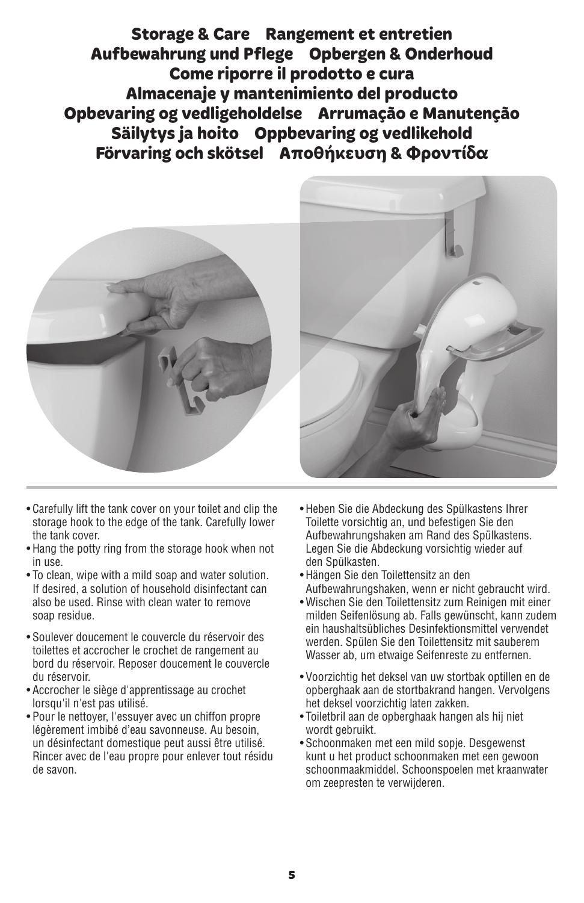# Storage & Care Rangement et entretien Aufbewahrung und Pflege Opbergen & Onderhoud Come riporre il prodotto e cura Almacenaje y mantenimiento del producto Opbevaring og vedligeholdelse Arrumação e Manutenção Säilytys ja hoito Oppbevaring og vedlikehold Förvaring och skötsel Αποθήκευση & Φροντίδα

- Carefully lift the tank cover on your toilet and clip the storage hook to the edge of the tank. Carefully lower the tank cover.
- Hang the potty ring from the storage hook when not in use.
- To clean, wipe with a mild soap and water solution. If desired, a solution of household disinfectant can also be used. Rinse with clean water to remove soap residue.

- Soulever doucement le couvercle du réservoir des toilettes et accrocher le crochet de rangement au bord du réservoir. Reposer doucement le couvercle du réservoir.
- Accrocher le siège d'apprentissage au crochet lorsqu'il n'est pas utilisé.
- Pour le nettoyer, l'essuyer avec un chiffon propre légèrement imbibé d'eau savonneuse. Au besoin, un désinfectant domestique peut aussi être utilisé. Rincer avec de l'eau propre pour enlever tout résidu de savon.

- Heben Sie die Abdeckung des Spülkastens Ihrer Toilette vorsichtig an, und befestigen Sie den Aufbewahrungshaken am Rand des Spülkastens. Legen Sie die Abdeckung vorsichtig wieder auf den Spülkasten.
- Hängen Sie den Toilettensitz an den Aufbewahrungshaken, wenn er nicht gebraucht wird.
- Wischen Sie den Toilettensitz zum Reinigen mit einer milden Seifenlösung ab. Falls gewünscht, kann zudem ein haushaltsübliches Desinfektionsmittel verwendet werden. Spülen Sie den Toilettensitz mit sauberem Wasser ab, um etwaige Seifenreste zu entfernen.

- Voorzichtig het deksel van uw stortbak optillen en de opberghaak aan de stortbakrand hangen. Vervolgens het deksel voorzichtig laten zakken.
- Toiletbril aan de opberghaak hangen als hij niet wordt gebruikt.
- Schoonmaken met een mild sopje. Desgewenst kunt u het product schoonmaken met een gewoon schoonmaakmiddel. Schoonspoelen met kraanwater om zeepresten te verwijderen.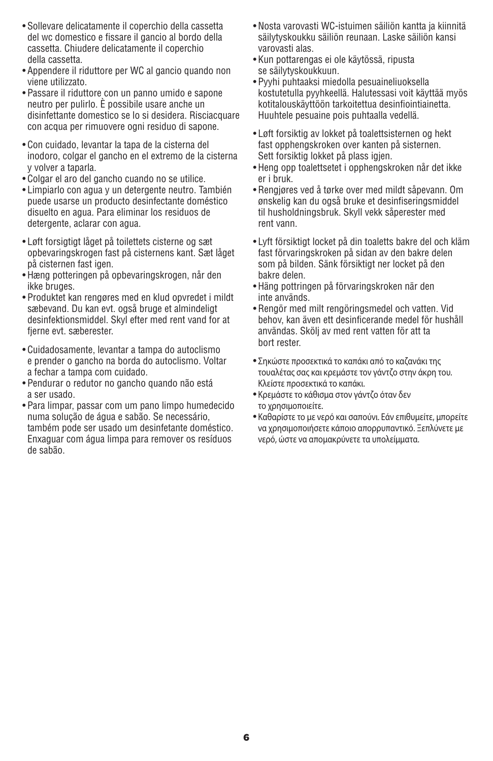- Sollevare delicatamente il coperchio della cassetta del wc domestico e fissare il gancio al bordo della cassetta. Chiudere delicatamente il coperchio della cassetta.
- Appendere il riduttore per WC al gancio quando non viene utilizzato.
- Passare il riduttore con un panno umido e sapone neutro per pulirlo. È possibile usare anche un disinfettante domestico se lo si desidera. Risciacquare con acqua per rimuovere ogni residuo di sapone.

- Con cuidado, levantar la tapa de la cisterna del inodoro, colgar el gancho en el extremo de la cisterna y volver a taparla.
- Colgar el aro del gancho cuando no se utilice.
- Limpiarlo con agua y un detergente neutro. También puede usarse un producto desinfectante doméstico disuelto en agua. Para eliminar los residuos de detergente, aclarar con agua.

- Løft forsigtigt låget på toilettets cisterne og sæt opbevaringskrogen fast på cisternens kant. Sæt låget på cisternen fast igen.
- Hæng potteringen på opbevaringskrogen, når den ikke bruges.
- Produktet kan rengøres med en klud opvredet i mildt sæbevand. Du kan evt. også bruge et almindeligt desinfektionsmiddel. Skyl efter med rent vand for at fjerne evt. sæberester.

- Cuidadosamente, levantar a tampa do autoclismo e prender o gancho na borda do autoclismo. Voltar a fechar a tampa com cuidado.
- Pendurar o redutor no gancho quando não está a ser usado.
- Para limpar, passar com um pano limpo humedecido numa solução de água e sabão. Se necessário, também pode ser usado um desinfetante doméstico. Enxaguar com água limpa para remover os resíduos de sabão.

- Nosta varovasti WC-istuimen säiliön kantta ja kiinnitä säilytyskoukku säiliön reunaan. Laske säiliön kansi varovasti alas.
- Kun pottarengas ei ole käytössä, ripusta se säilytyskoukkuun.
- Pyyhi puhtaaksi miedolla pesuaineliuoksella kostutetulla pyyhkeellä. Halutessasi voit käyttää myös kotitalouskäyttöön tarkoitettua desinfiointiainetta. Huuhtele pesuaine pois puhtaalla vedellä.

- Løft forsiktig av lokket på toalettsisternen og hekt fast opphengskroken over kanten på sisternen. Sett forsiktig lokket på plass igjen.
- Heng opp toalettsetet i opphengskroken når det ikke er i bruk.
- Rengjøres ved å tørke over med mildt såpevann. Om ønskelig kan du også bruke et desinfiseringsmiddel til husholdningsbruk. Skyll vekk såperester med rent vann.

- Lyft försiktigt locket på din toaletts bakre del och kläm fast förvaringskroken på sidan av den bakre delen som på bilden. Sänk försiktigt ner locket på den bakre delen.
- Häng pottringen på förvaringskroken när den inte används.
- Rengör med milt rengöringsmedel och vatten. Vid behov, kan även ett desinficerande medel för hushåll användas. Skölj av med rent vatten för att ta bort rester.

- Σηκώστε προσεκτικά το καπάκι από το καζανάκι της τουαλέτας σας και κρεμάστε τον γάντζο στην άκρη του. Κλείστε προσεκτικά το καπάκι.
- Κρεμάστε το κάθισμα στον γάντζο όταν δεν το χρησιμοποιείτε.
- Καθαρίστε το με νερό και σαπούνι. Εάν επιθυμείτε, μπορείτε να χρησιμοποιήσετε κάποιο απορρυπαντικό. Ξεπλύνετε με νερό, ώστε να απομακρύνετε τα υπολείμματα.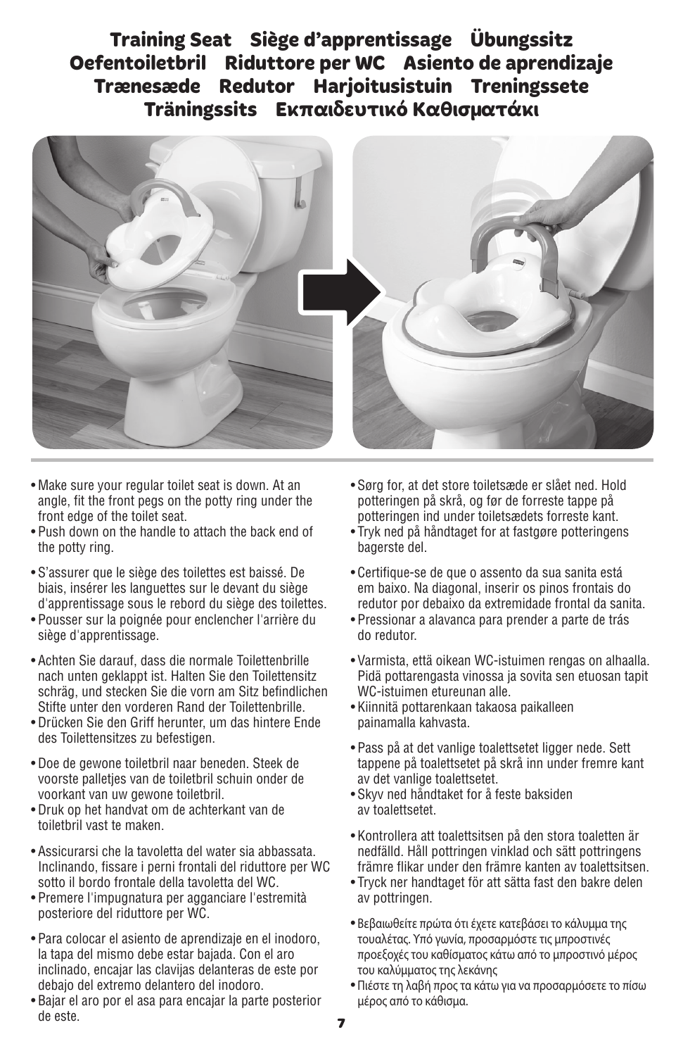# Training Seat Siège d'apprentissage Übungssitz Oefentoiletbril Riduttore per WC Asiento de aprendizaje Trænesæde Redutor Harjoitusistuin Treningssete Träningssits Εκπαιδευτικό Καθισματάκι

- Make sure your regular toilet seat is down. At an angle, fit the front pegs on the potty ring under the front edge of the toilet seat.
- Push down on the handle to attach the back end of the potty ring.

- S'assurer que le siège des toilettes est baissé. De biais, insérer les languettes sur le devant du siège d'apprentissage sous le rebord du siège des toilettes.
- Pousser sur la poignée pour enclencher l'arrière du siège d'apprentissage.

- Achten Sie darauf, dass die normale Toilettenbrille nach unten geklappt ist. Halten Sie den Toilettensitz schräg, und stecken Sie die vorn am Sitz befindlichen Stifte unter den vorderen Rand der Toilettenbrille.
- Drücken Sie den Griff herunter, um das hintere Ende des Toilettensitzes zu befestigen.

- Doe de gewone toiletbril naar beneden. Steek de voorste palletjes van de toiletbril schuin onder de voorkant van uw gewone toiletbril.
- Druk op het handvat om de achterkant van de toiletbril vast te maken.

- Assicurarsi che la tavoletta del water sia abbassata. Inclinando, fissare i perni frontali del riduttore per WC sotto il bordo frontale della tavoletta del WC.
- Premere l'impugnatura per agganciare l'estremità posteriore del riduttore per WC.

- Para colocar el asiento de aprendizaje en el inodoro, la tapa del mismo debe estar bajada. Con el aro inclinado, encajar las clavijas delanteras de este por debajo del extremo delantero del inodoro.
- Bajar el aro por el asa para encajar la parte posterior de este.

- Sørg for, at det store toiletsæde er slået ned. Hold potteringen på skrå, og før de forreste tappe på potteringen ind under toiletsædets forreste kant.
- Tryk ned på håndtaget for at fastgøre potteringens bagerste del.

- Certifique-se de que o assento da sua sanita está em baixo. Na diagonal, inserir os pinos frontais do redutor por debaixo da extremidade frontal da sanita.
- Pressionar a alavanca para prender a parte de trás do redutor.

- Varmista, että oikean WC-istuimen rengas on alhaalla. Pidä pottarengasta vinossa ja sovita sen etuosan tapit WC-istuimen etureunan alle.
- Kiinnitä pottarenkaan takaosa paikalleen painamalla kahvasta.

- Pass på at det vanlige toalettsetet ligger nede. Sett tappene på toalettsetet på skrå inn under fremre kant av det vanlige toalettsetet.
- Skyv ned håndtaket for å feste baksiden av toalettsetet.

- Kontrollera att toalettsitsen på den stora toaletten är nedfälld. Håll pottringen vinklad och sätt pottringens främre flikar under den främre kanten av toalettsitsen.
- Tryck ner handtaget för att sätta fast den bakre delen av pottringen.

- Βεβαιωθείτε πρώτα ότι έχετε κατεβάσει το κάλυμμα της τουαλέτας. Υπό γωνία, προσαρμόστε τις μπροστινές προεξοχές του καθίσματος κάτω από το μπροστινό μέρος του καλύμματος της λεκάνης
- Πιέστε τη λαβή προς τα κάτω για να προσαρμόσετε το πίσω μέρος από το κάθισμα.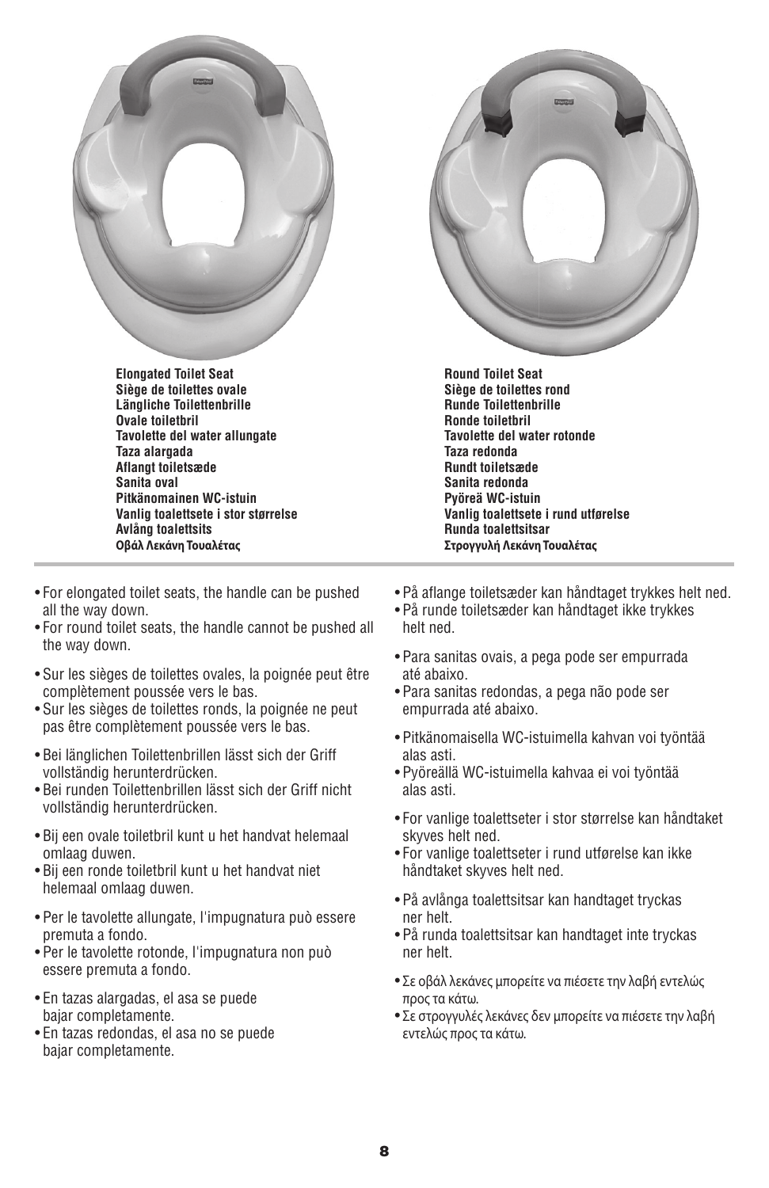**Elongated Toilet Seat**
**Siège de toilettes ovale**
**Längliche Toilettenbrille**
**Ovale toiletbril**
**Tavolette del water allungate**
**Taza alargada**
**Aflangt toiletsæde**
**Sanita oval**
**Pitkänomainen WC-istuin**
**Vanlig toalettsete i stor størrelse**
**Avlång toalettsits**
**Οβάλ Λεκάνη Τουαλέτας**

**Round Toilet Seat**
**Siège de toilettes rond**
**Runde Toilettenbrille**
**Ronde toiletbril**
**Tavolette del water rotonde**
**Taza redonda**
**Rundt toiletsæde**
**Sanita redonda**
**Pyöreä WC-istuin**
**Vanlig toalettsete i rund utførelse**
**Runda toalettsitsar**
**Στρογγυλή Λεκάνη Τουαλέτας**

- For elongated toilet seats, the handle can be pushed all the way down.
- For round toilet seats, the handle cannot be pushed all the way down.

- Sur les sièges de toilettes ovales, la poignée peut être complètement poussée vers le bas.
- Sur les sièges de toilettes ronds, la poignée ne peut pas être complètement poussée vers le bas.

- Bei länglichen Toilettenbrillen lässt sich der Griff vollständig herunterdrücken.
- Bei runden Toilettenbrillen lässt sich der Griff nicht vollständig herunterdrücken.

- Bij een ovale toiletbril kunt u het handvat helemaal omlaag duwen.
- Bij een ronde toiletbril kunt u het handvat niet helemaal omlaag duwen.

- Per le tavolette allungate, l'impugnatura può essere premuta a fondo.
- Per le tavolette rotonde, l'impugnatura non può essere premuta a fondo.

- En tazas alargadas, el asa se puede bajar completamente.
- En tazas redondas, el asa no se puede bajar completamente.

- På aflange toiletsæder kan håndtaget trykkes helt ned.
- På runde toiletsæder kan håndtaget ikke trykkes helt ned.

- Para sanitas ovais, a pega pode ser empurrada até abaixo.
- Para sanitas redondas, a pega não pode ser empurrada até abaixo.

- Pitkänomaisella WC-istuimella kahvan voi työntää alas asti.
- Pyöreällä WC-istuimella kahvaa ei voi työntää alas asti.

- For vanlige toalettseter i stor størrelse kan håndtaket skyves helt ned.
- For vanlige toalettseter i rund utførelse kan ikke håndtaket skyves helt ned.

- På avlånga toalettsitsar kan handtaget tryckas ner helt.
- På runda toalettsitsar kan handtaget inte tryckas ner helt.

- Σε οβάλ λεκάνες μπορείτε να πιέσετε την λαβή εντελώς προς τα κάτω.
- Σε στρογγυλές λεκάνες δεν μπορείτε να πιέσετε την λαβή εντελώς προς τα κάτω.